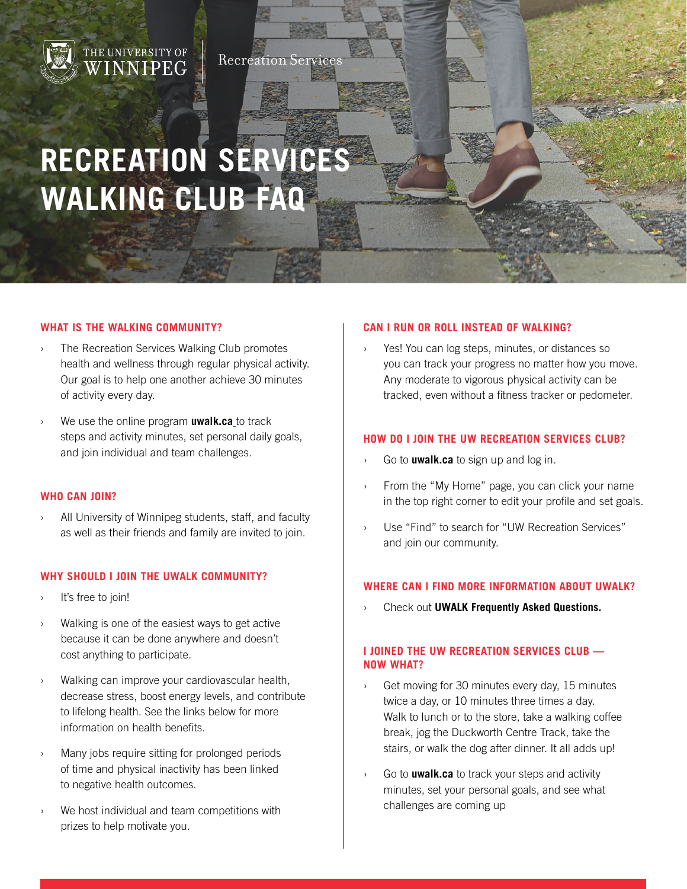THE UNIVERSITY OF WINNIPEG | Recreation Services

# RECREATION SERVICES WALKING CLUB FAQ

## WHAT IS THE WALKING COMMUNITY?

- The Recreation Services Walking Club promotes health and wellness through regular physical activity. Our goal is to help one another achieve 30 minutes of activity every day.
- We use the online program **uwalk.ca** to track steps and activity minutes, set personal daily goals, and join individual and team challenges.

## WHO CAN JOIN?

- All University of Winnipeg students, staff, and faculty as well as their friends and family are invited to join.

## WHY SHOULD I JOIN THE UWALK COMMUNITY?

- It's free to join!
- Walking is one of the easiest ways to get active because it can be done anywhere and doesn't cost anything to participate.
- Walking can improve your cardiovascular health, decrease stress, boost energy levels, and contribute to lifelong health. See the links below for more information on health benefits.
- Many jobs require sitting for prolonged periods of time and physical inactivity has been linked to negative health outcomes.
- We host individual and team competitions with prizes to help motivate you.

## CAN I RUN OR ROLL INSTEAD OF WALKING?

- Yes! You can log steps, minutes, or distances so you can track your progress no matter how you move. Any moderate to vigorous physical activity can be tracked, even without a fitness tracker or pedometer.

## HOW DO I JOIN THE UW RECREATION SERVICES CLUB?

- Go to **uwalk.ca** to sign up and log in.
- From the "My Home" page, you can click your name in the top right corner to edit your profile and set goals.
- Use "Find" to search for "UW Recreation Services" and join our community.

## WHERE CAN I FIND MORE INFORMATION ABOUT UWALK?

- Check out **UWALK Frequently Asked Questions.**

## I JOINED THE UW RECREATION SERVICES CLUB — NOW WHAT?

- Get moving for 30 minutes every day, 15 minutes twice a day, or 10 minutes three times a day. Walk to lunch or to the store, take a walking coffee break, jog the Duckworth Centre Track, take the stairs, or walk the dog after dinner. It all adds up!
- Go to **uwalk.ca** to track your steps and activity minutes, set your personal goals, and see what challenges are coming up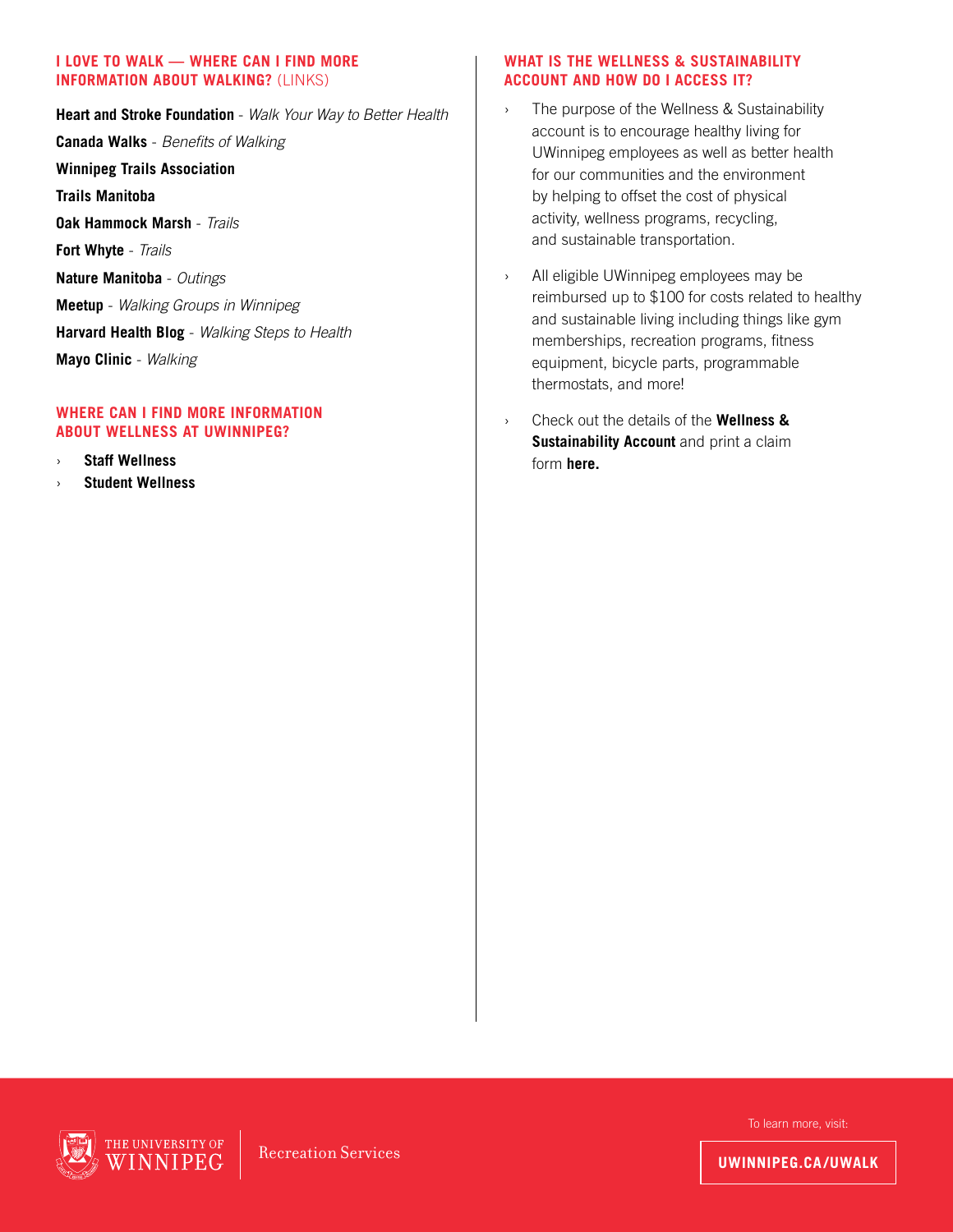## I LOVE TO WALK — WHERE CAN I FIND MORE INFORMATION ABOUT WALKING? (LINKS)

**Heart and Stroke Foundation** - *Walk Your Way to Better Health*

**Canada Walks** - *Benefits of Walking*

**Winnipeg Trails Association**

**Trails Manitoba**

**Oak Hammock Marsh** - *Trails*

**Fort Whyte** - *Trails*

**Nature Manitoba** - *Outings*

**Meetup** - *Walking Groups in Winnipeg*

**Harvard Health Blog** - *Walking Steps to Health*

**Mayo Clinic** - *Walking*

## WHERE CAN I FIND MORE INFORMATION ABOUT WELLNESS AT UWINNIPEG?

- **Staff Wellness**
- **Student Wellness**

## WHAT IS THE WELLNESS & SUSTAINABILITY ACCOUNT AND HOW DO I ACCESS IT?

- The purpose of the Wellness & Sustainability account is to encourage healthy living for UWinnipeg employees as well as better health for our communities and the environment by helping to offset the cost of physical activity, wellness programs, recycling, and sustainable transportation.
- All eligible UWinnipeg employees may be reimbursed up to $100 for costs related to healthy and sustainable living including things like gym memberships, recreation programs, fitness equipment, bicycle parts, programmable thermostats, and more!
- Check out the details of the **Wellness & Sustainability Account** and print a claim form **here.**

The University of Winnipeg | Recreation Services

To learn more, visit:

**UWINNIPEG.CA/UWALK**